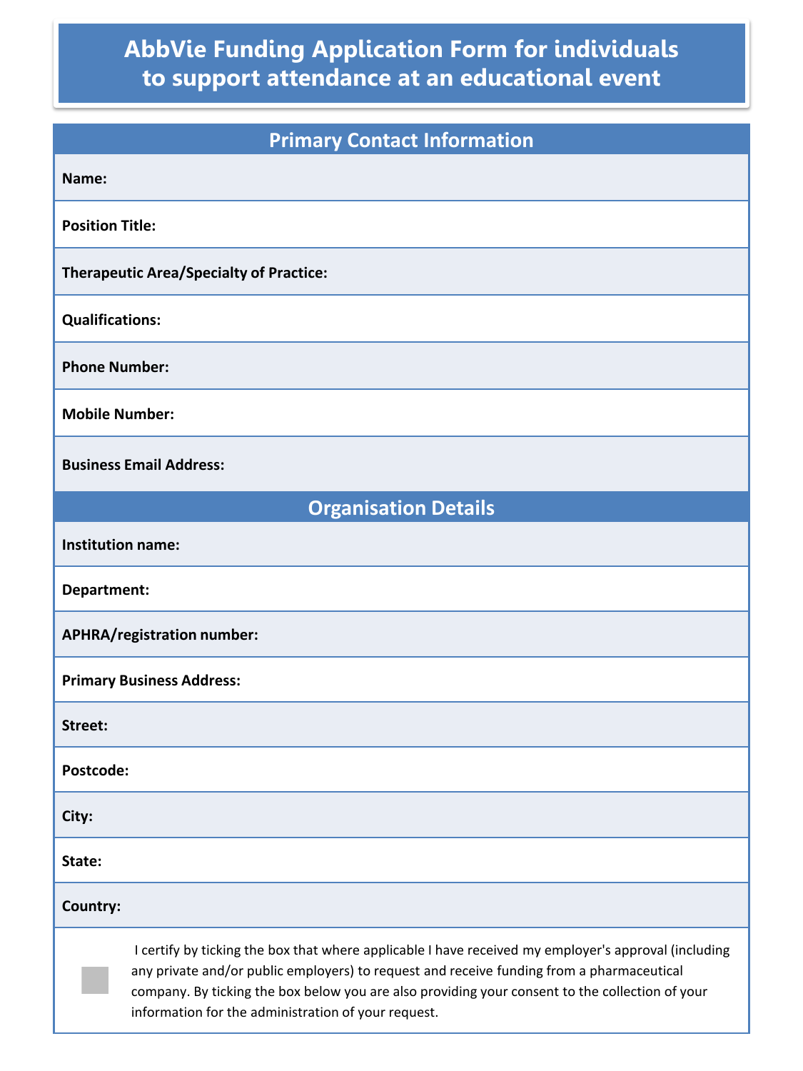# AbbVie Funding Application Form for individuals to support attendance at an educational event

## Primary Contact Information

| Primary Contact Information |
|---|
| **Name:** |
| **Position Title:** |
| **Therapeutic Area/Specialty of Practice:** |
| **Qualifications:** |
| **Phone Number:** |
| **Mobile Number:** |
| **Business Email Address:** |

## Organisation Details

| Organisation Details |
|---|
| **Institution name:** |
| **Department:** |
| **APHRA/registration number:** |
| **Primary Business Address:** |
| **Street:** |
| **Postcode:** |
| **City:** |
| **State:** |
| **Country:** |

☐ I certify by ticking the box that where applicable I have received my employer's approval (including any private and/or public employers) to request and receive funding from a pharmaceutical company. By ticking the box below you are also providing your consent to the collection of your information for the administration of your request.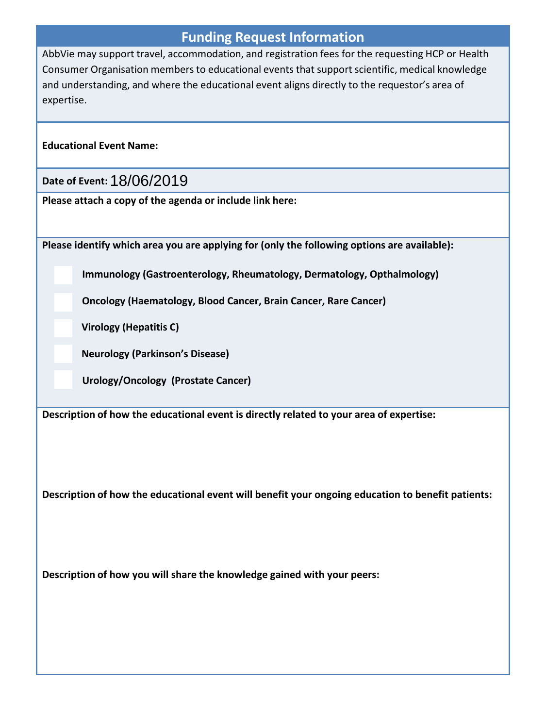## Funding Request Information

AbbVie may support travel, accommodation, and registration fees for the requesting HCP or Health Consumer Organisation members to educational events that support scientific, medical knowledge and understanding, and where the educational event aligns directly to the requestor's area of expertise.

**Educational Event Name:**

**Date of Event:** 18/06/2019

**Please attach a copy of the agenda or include link here:**

**Please identify which area you are applying for (only the following options are available):**

- [ ] **Immunology (Gastroenterology, Rheumatology, Dermatology, Opthalmology)**
- [ ] **Oncology (Haematology, Blood Cancer, Brain Cancer, Rare Cancer)**
- [ ] **Virology (Hepatitis C)**
- [ ] **Neurology (Parkinson's Disease)**
- [ ] **Urology/Oncology (Prostate Cancer)**

**Description of how the educational event is directly related to your area of expertise:**

**Description of how the educational event will benefit your ongoing education to benefit patients:**

**Description of how you will share the knowledge gained with your peers:**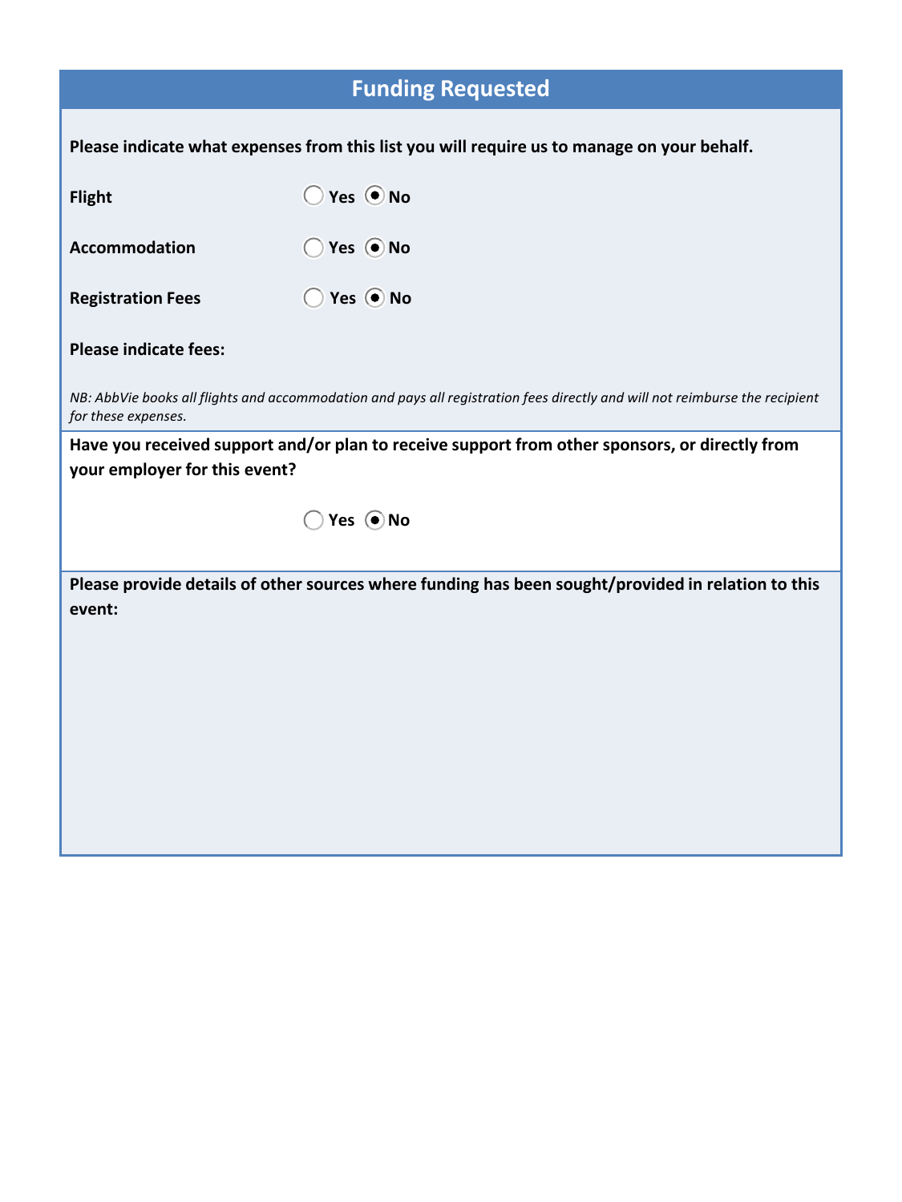## Funding Requested

**Please indicate what expenses from this list you will require us to manage on your behalf.**

**Flight** ○ Yes ◉ No

**Accommodation** ○ Yes ◉ No

**Registration Fees** ○ Yes ◉ No

**Please indicate fees:**

*NB: AbbVie books all flights and accommodation and pays all registration fees directly and will not reimburse the recipient for these expenses.*

**Have you received support and/or plan to receive support from other sponsors, or directly from your employer for this event?**

○ Yes ◉ No

**Please provide details of other sources where funding has been sought/provided in relation to this event:**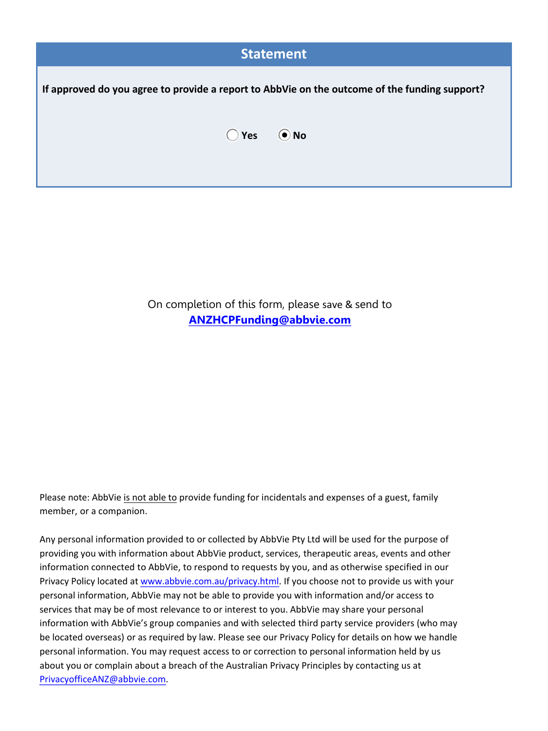## Statement

**If approved do you agree to provide a report to AbbVie on the outcome of the funding support?**

○ **Yes** ◉ **No**

On completion of this form, please save & send to **ANZHCPFunding@abbvie.com**

Please note: AbbVie is not able to provide funding for incidentals and expenses of a guest, family member, or a companion.

Any personal information provided to or collected by AbbVie Pty Ltd will be used for the purpose of providing you with information about AbbVie product, services, therapeutic areas, events and other information connected to AbbVie, to respond to requests by you, and as otherwise specified in our Privacy Policy located at www.abbvie.com.au/privacy.html. If you choose not to provide us with your personal information, AbbVie may not be able to provide you with information and/or access to services that may be of most relevance to or interest to you. AbbVie may share your personal information with AbbVie's group companies and with selected third party service providers (who may be located overseas) or as required by law. Please see our Privacy Policy for details on how we handle personal information. You may request access to or correction to personal information held by us about you or complain about a breach of the Australian Privacy Principles by contacting us at PrivacyofficeANZ@abbvie.com.